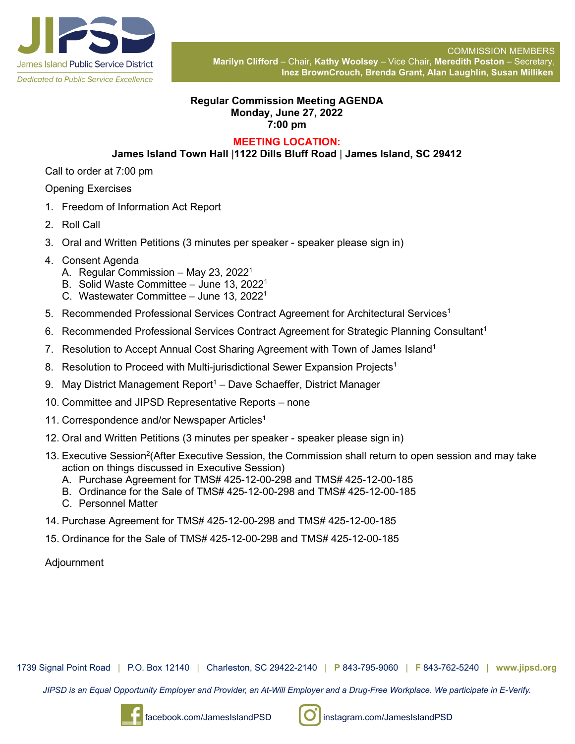JIPSD

James Island Public Service District

*Dedicated to Public Service Excellence*

COMMISSION MEMBERS
**Marilyn Clifford** – Chair, **Kathy Woolsey** – Vice Chair, **Meredith Poston** – Secretary,
**Inez BrownCrouch, Brenda Grant, Alan Laughlin, Susan Milliken**

**Regular Commission Meeting AGENDA**
**Monday, June 27, 2022**
**7:00 pm**

**MEETING LOCATION:**
**James Island Town Hall |1122 Dills Bluff Road | James Island, SC 29412**

Call to order at 7:00 pm

Opening Exercises

1. Freedom of Information Act Report
2. Roll Call
3. Oral and Written Petitions (3 minutes per speaker - speaker please sign in)
4. Consent Agenda
   A. Regular Commission – May 23, 2022[1]
   B. Solid Waste Committee – June 13, 2022[1]
   C. Wastewater Committee – June 13, 2022[1]
5. Recommended Professional Services Contract Agreement for Architectural Services[1]
6. Recommended Professional Services Contract Agreement for Strategic Planning Consultant[1]
7. Resolution to Accept Annual Cost Sharing Agreement with Town of James Island[1]
8. Resolution to Proceed with Multi-jurisdictional Sewer Expansion Projects[1]
9. May District Management Report[1] – Dave Schaeffer, District Manager
10. Committee and JIPSD Representative Reports – none
11. Correspondence and/or Newspaper Articles[1]
12. Oral and Written Petitions (3 minutes per speaker - speaker please sign in)
13. Executive Session[2](After Executive Session, the Commission shall return to open session and may take action on things discussed in Executive Session)
    A. Purchase Agreement for TMS# 425-12-00-298 and TMS# 425-12-00-185
    B. Ordinance for the Sale of TMS# 425-12-00-298 and TMS# 425-12-00-185
    C. Personnel Matter
14. Purchase Agreement for TMS# 425-12-00-298 and TMS# 425-12-00-185
15. Ordinance for the Sale of TMS# 425-12-00-298 and TMS# 425-12-00-185

Adjournment

1739 Signal Point Road | P.O. Box 12140 | Charleston, SC 29422-2140 | **P** 843-795-9060 | **F** 843-762-5240 | **www.jipsd.org**

*JIPSD is an Equal Opportunity Employer and Provider, an At-Will Employer and a Drug-Free Workplace. We participate in E-Verify.*

facebook.com/JamesIslandPSD instagram.com/JamesIslandPSD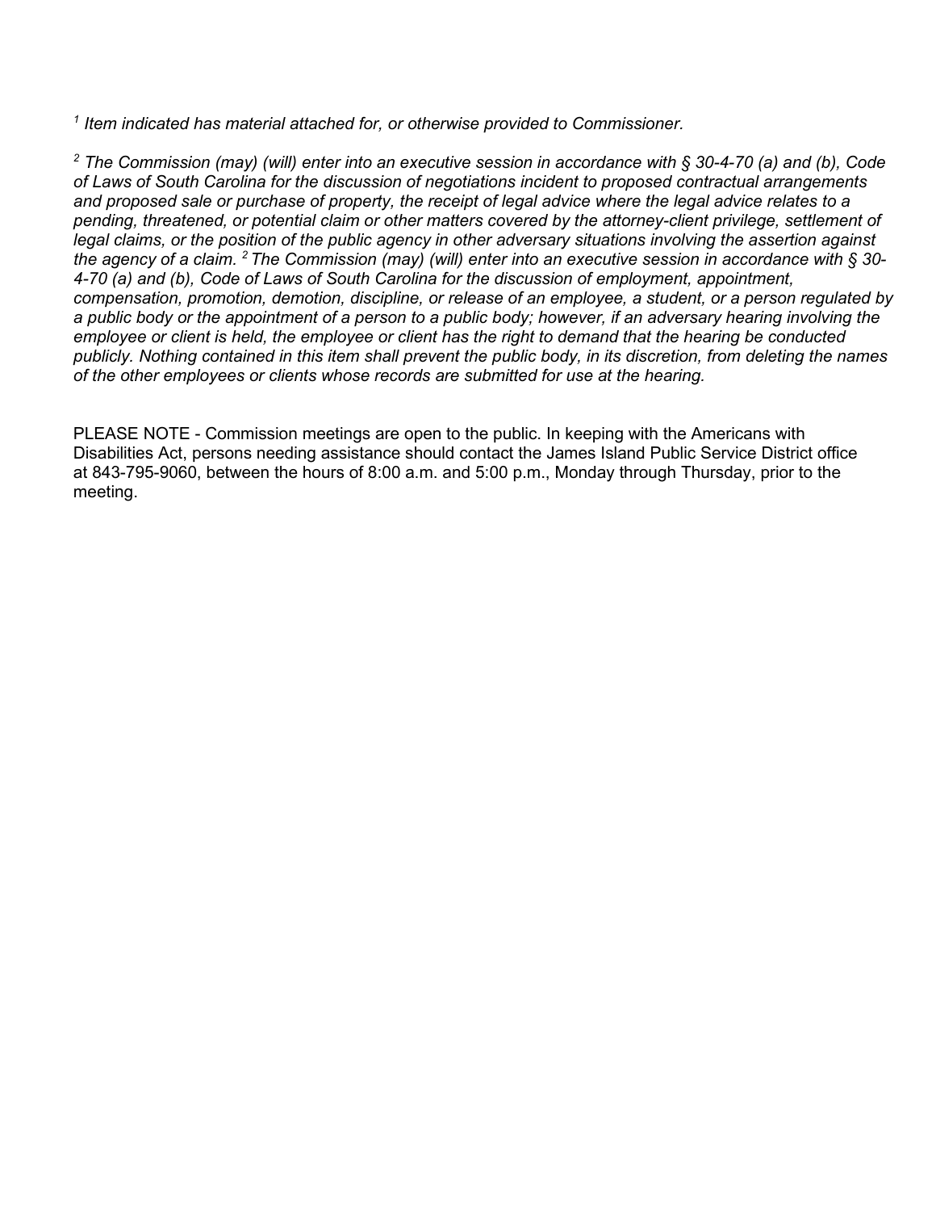*[1] Item indicated has material attached for, or otherwise provided to Commissioner.*

*[2] The Commission (may) (will) enter into an executive session in accordance with § 30-4-70 (a) and (b), Code of Laws of South Carolina for the discussion of negotiations incident to proposed contractual arrangements and proposed sale or purchase of property, the receipt of legal advice where the legal advice relates to a pending, threatened, or potential claim or other matters covered by the attorney-client privilege, settlement of legal claims, or the position of the public agency in other adversary situations involving the assertion against the agency of a claim. [2] The Commission (may) (will) enter into an executive session in accordance with § 30-4-70 (a) and (b), Code of Laws of South Carolina for the discussion of employment, appointment, compensation, promotion, demotion, discipline, or release of an employee, a student, or a person regulated by a public body or the appointment of a person to a public body; however, if an adversary hearing involving the employee or client is held, the employee or client has the right to demand that the hearing be conducted publicly. Nothing contained in this item shall prevent the public body, in its discretion, from deleting the names of the other employees or clients whose records are submitted for use at the hearing.*

PLEASE NOTE - Commission meetings are open to the public. In keeping with the Americans with Disabilities Act, persons needing assistance should contact the James Island Public Service District office at 843-795-9060, between the hours of 8:00 a.m. and 5:00 p.m., Monday through Thursday, prior to the meeting.